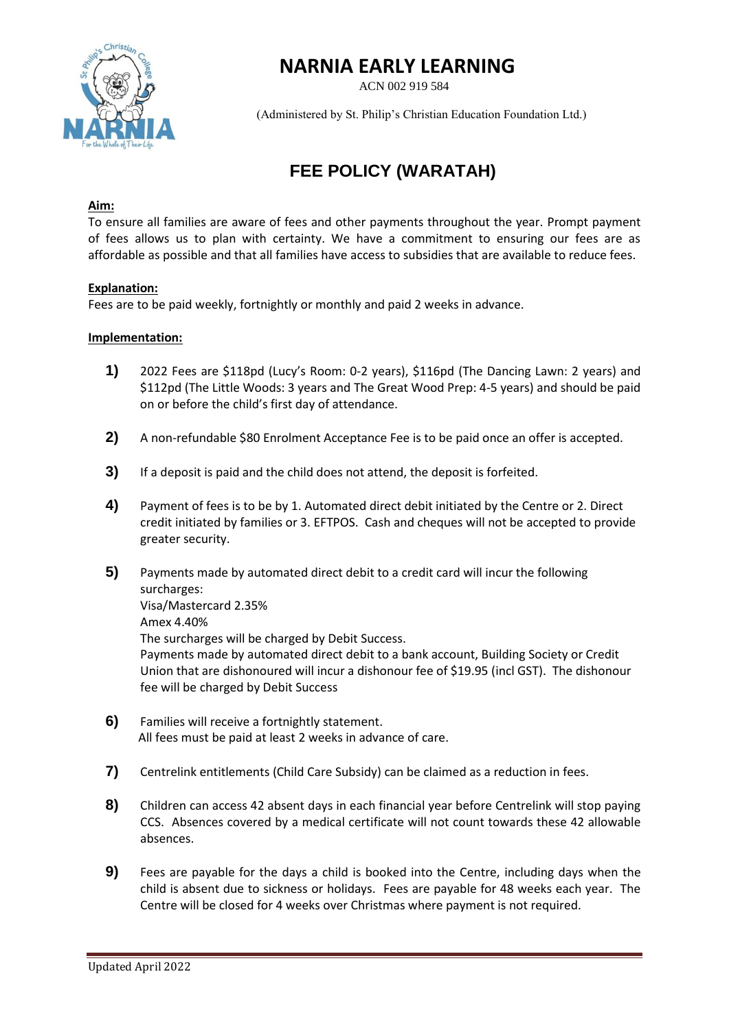# NARNIA EARLY LEARNING

ACN 002 919 584

(Administered by St. Philip's Christian Education Foundation Ltd.)

## FEE POLICY (WARATAH)

**Aim:**

To ensure all families are aware of fees and other payments throughout the year. Prompt payment of fees allows us to plan with certainty. We have a commitment to ensuring our fees are as affordable as possible and that all families have access to subsidies that are available to reduce fees.

**Explanation:**

Fees are to be paid weekly, fortnightly or monthly and paid 2 weeks in advance.

**Implementation:**

1) 2022 Fees are $118pd (Lucy's Room: 0-2 years), $116pd (The Dancing Lawn: 2 years) and $112pd (The Little Woods: 3 years and The Great Wood Prep: 4-5 years) and should be paid on or before the child's first day of attendance.

2) A non-refundable $80 Enrolment Acceptance Fee is to be paid once an offer is accepted.

3) If a deposit is paid and the child does not attend, the deposit is forfeited.

4) Payment of fees is to be by 1. Automated direct debit initiated by the Centre or 2. Direct credit initiated by families or 3. EFTPOS. Cash and cheques will not be accepted to provide greater security.

5) Payments made by automated direct debit to a credit card will incur the following surcharges:
   Visa/Mastercard 2.35%
   Amex 4.40%
   The surcharges will be charged by Debit Success.
   Payments made by automated direct debit to a bank account, Building Society or Credit Union that are dishonoured will incur a dishonour fee of $19.95 (incl GST). The dishonour fee will be charged by Debit Success

6) Families will receive a fortnightly statement.
   All fees must be paid at least 2 weeks in advance of care.

7) Centrelink entitlements (Child Care Subsidy) can be claimed as a reduction in fees.

8) Children can access 42 absent days in each financial year before Centrelink will stop paying CCS. Absences covered by a medical certificate will not count towards these 42 allowable absences.

9) Fees are payable for the days a child is booked into the Centre, including days when the child is absent due to sickness or holidays. Fees are payable for 48 weeks each year. The Centre will be closed for 4 weeks over Christmas where payment is not required.

Updated April 2022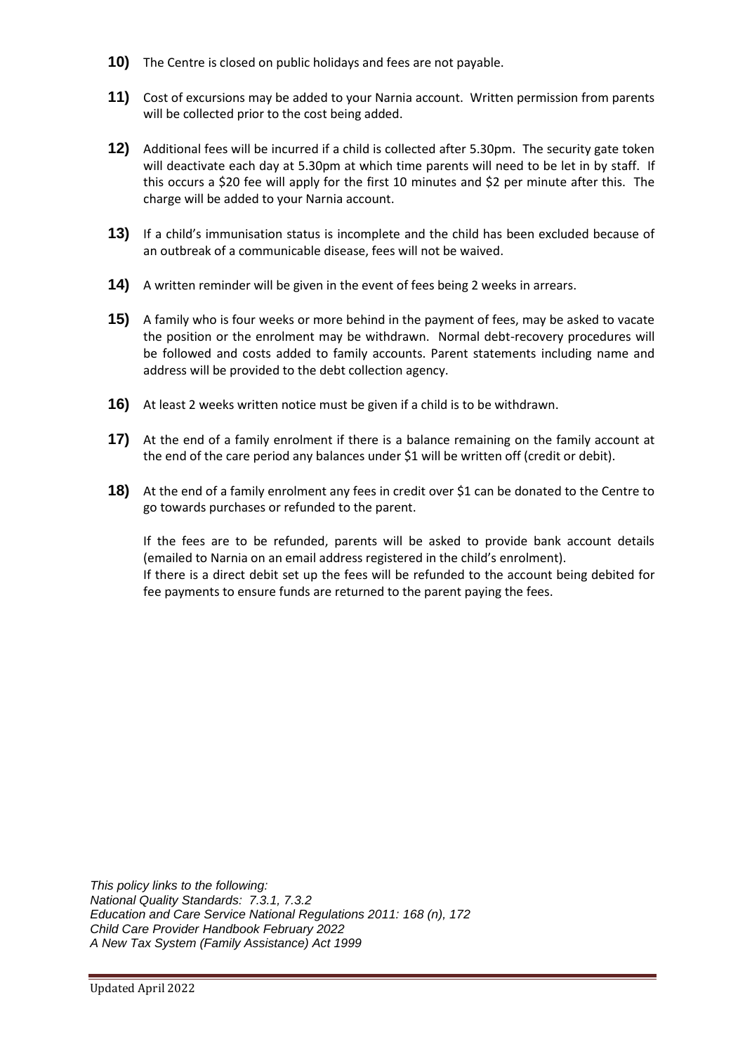**10)** The Centre is closed on public holidays and fees are not payable.

**11)** Cost of excursions may be added to your Narnia account. Written permission from parents will be collected prior to the cost being added.

**12)** Additional fees will be incurred if a child is collected after 5.30pm. The security gate token will deactivate each day at 5.30pm at which time parents will need to be let in by staff. If this occurs a $20 fee will apply for the first 10 minutes and $2 per minute after this. The charge will be added to your Narnia account.

**13)** If a child's immunisation status is incomplete and the child has been excluded because of an outbreak of a communicable disease, fees will not be waived.

**14)** A written reminder will be given in the event of fees being 2 weeks in arrears.

**15)** A family who is four weeks or more behind in the payment of fees, may be asked to vacate the position or the enrolment may be withdrawn. Normal debt-recovery procedures will be followed and costs added to family accounts. Parent statements including name and address will be provided to the debt collection agency.

**16)** At least 2 weeks written notice must be given if a child is to be withdrawn.

**17)** At the end of a family enrolment if there is a balance remaining on the family account at the end of the care period any balances under $1 will be written off (credit or debit).

**18)** At the end of a family enrolment any fees in credit over $1 can be donated to the Centre to go towards purchases or refunded to the parent.

If the fees are to be refunded, parents will be asked to provide bank account details (emailed to Narnia on an email address registered in the child's enrolment).
If there is a direct debit set up the fees will be refunded to the account being debited for fee payments to ensure funds are returned to the parent paying the fees.

*This policy links to the following:*
*National Quality Standards: 7.3.1, 7.3.2*
*Education and Care Service National Regulations 2011: 168 (n), 172*
*Child Care Provider Handbook February 2022*
*A New Tax System (Family Assistance) Act 1999*

Updated April 2022